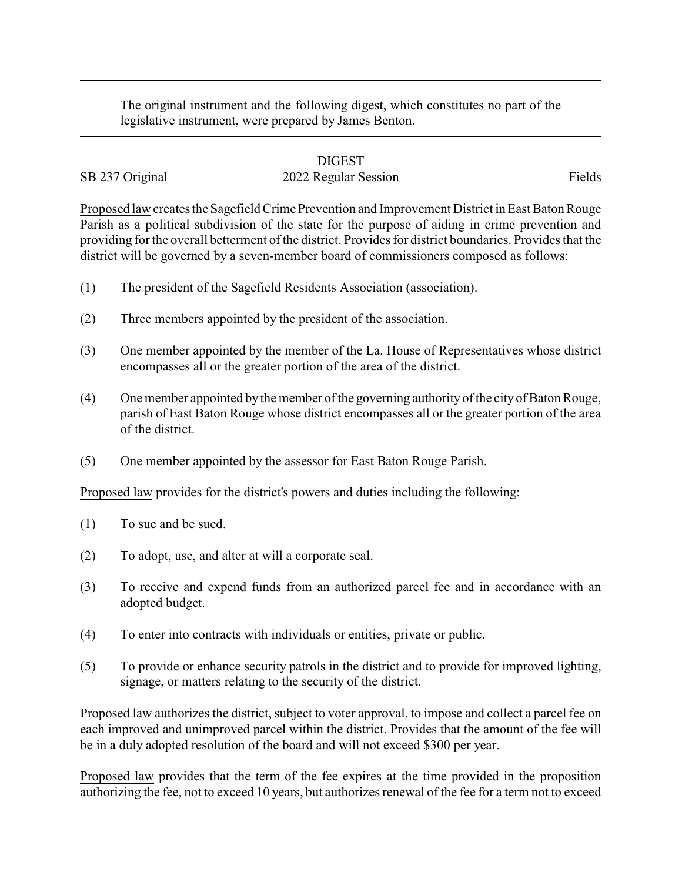The original instrument and the following digest, which constitutes no part of the legislative instrument, were prepared by James Benton.

# DIGEST

SB 237 Original 2022 Regular Session Fields

Proposed law creates the Sagefield Crime Prevention and Improvement District in East Baton Rouge Parish as a political subdivision of the state for the purpose of aiding in crime prevention and providing for the overall betterment of the district. Provides for district boundaries. Provides that the district will be governed by a seven-member board of commissioners composed as follows:

(1) The president of the Sagefield Residents Association (association).

(2) Three members appointed by the president of the association.

(3) One member appointed by the member of the La. House of Representatives whose district encompasses all or the greater portion of the area of the district.

(4) One member appointed by the member of the governing authority of the city of Baton Rouge, parish of East Baton Rouge whose district encompasses all or the greater portion of the area of the district.

(5) One member appointed by the assessor for East Baton Rouge Parish.

Proposed law provides for the district's powers and duties including the following:

(1) To sue and be sued.

(2) To adopt, use, and alter at will a corporate seal.

(3) To receive and expend funds from an authorized parcel fee and in accordance with an adopted budget.

(4) To enter into contracts with individuals or entities, private or public.

(5) To provide or enhance security patrols in the district and to provide for improved lighting, signage, or matters relating to the security of the district.

Proposed law authorizes the district, subject to voter approval, to impose and collect a parcel fee on each improved and unimproved parcel within the district. Provides that the amount of the fee will be in a duly adopted resolution of the board and will not exceed $300 per year.

Proposed law provides that the term of the fee expires at the time provided in the proposition authorizing the fee, not to exceed 10 years, but authorizes renewal of the fee for a term not to exceed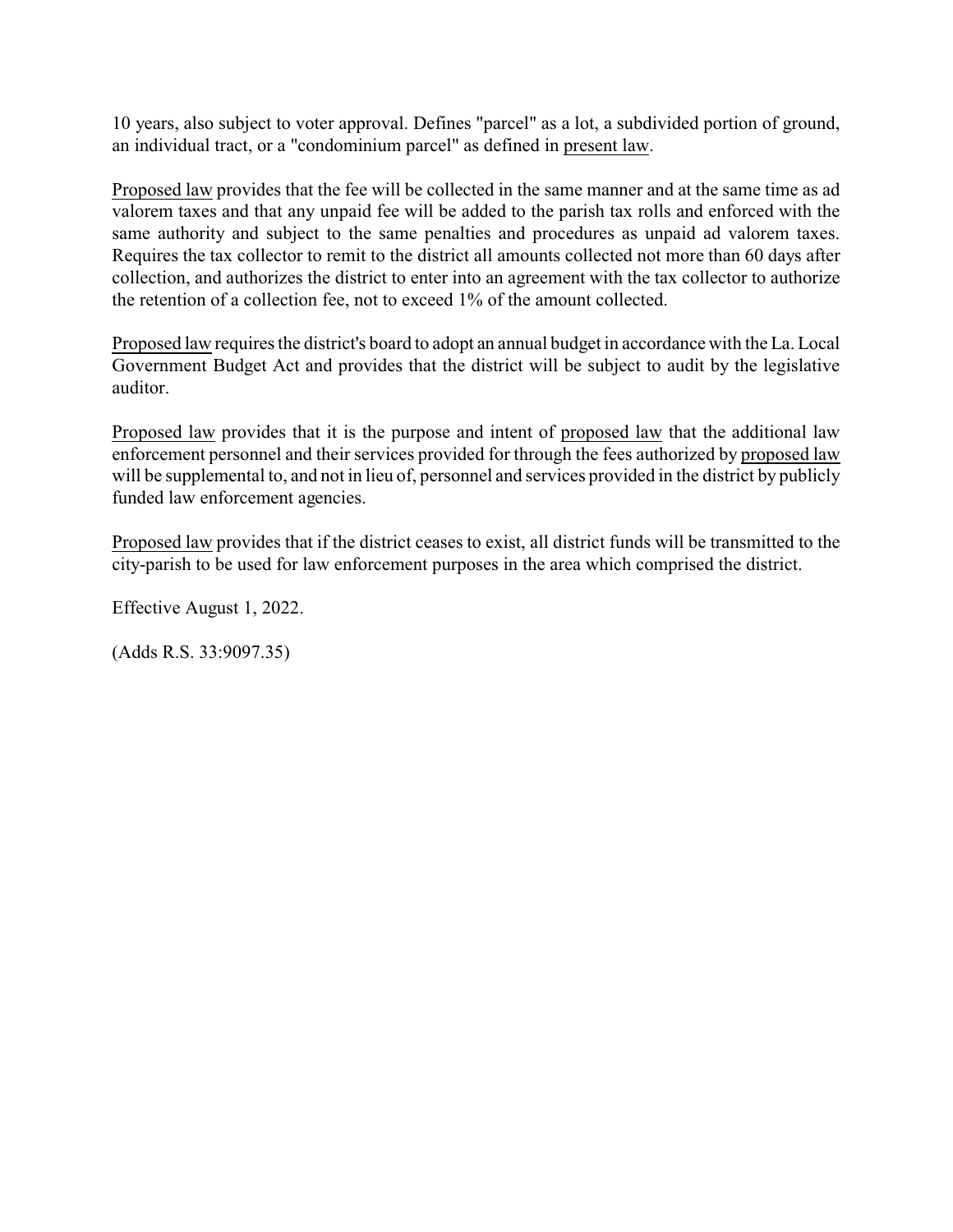10 years, also subject to voter approval. Defines "parcel" as a lot, a subdivided portion of ground, an individual tract, or a "condominium parcel" as defined in present law.

Proposed law provides that the fee will be collected in the same manner and at the same time as ad valorem taxes and that any unpaid fee will be added to the parish tax rolls and enforced with the same authority and subject to the same penalties and procedures as unpaid ad valorem taxes. Requires the tax collector to remit to the district all amounts collected not more than 60 days after collection, and authorizes the district to enter into an agreement with the tax collector to authorize the retention of a collection fee, not to exceed 1% of the amount collected.

Proposed law requires the district's board to adopt an annual budget in accordance with the La. Local Government Budget Act and provides that the district will be subject to audit by the legislative auditor.

Proposed law provides that it is the purpose and intent of proposed law that the additional law enforcement personnel and their services provided for through the fees authorized by proposed law will be supplemental to, and not in lieu of, personnel and services provided in the district by publicly funded law enforcement agencies.

Proposed law provides that if the district ceases to exist, all district funds will be transmitted to the city-parish to be used for law enforcement purposes in the area which comprised the district.

Effective August 1, 2022.

(Adds R.S. 33:9097.35)